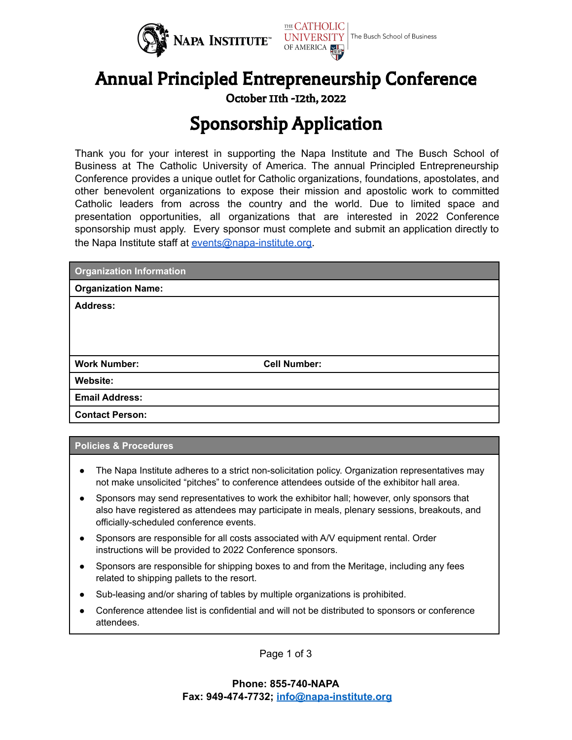# Annual Principled Entrepreneurship Conference

**October 11th -12th, 2022**

# Sponsorship Application

Thank you for your interest in supporting the Napa Institute and The Busch School of Business at The Catholic University of America. The annual Principled Entrepreneurship Conference provides a unique outlet for Catholic organizations, foundations, apostolates, and other benevolent organizations to expose their mission and apostolic work to committed Catholic leaders from across the country and the world. Due to limited space and presentation opportunities, all organizations that are interested in 2022 Conference sponsorship must apply. Every sponsor must complete and submit an application directly to the Napa Institute staff at events@napa-institute.org.

| **Organization Information** | |
|---|---|
| **Organization Name:** | |
| **Address:** | |
| **Work Number:** | **Cell Number:** |
| **Website:** | |
| **Email Address:** | |
| **Contact Person:** | |

**Policies & Procedures**

- The Napa Institute adheres to a strict non-solicitation policy. Organization representatives may not make unsolicited "pitches" to conference attendees outside of the exhibitor hall area.
- Sponsors may send representatives to work the exhibitor hall; however, only sponsors that also have registered as attendees may participate in meals, plenary sessions, breakouts, and officially-scheduled conference events.
- Sponsors are responsible for all costs associated with A/V equipment rental. Order instructions will be provided to 2022 Conference sponsors.
- Sponsors are responsible for shipping boxes to and from the Meritage, including any fees related to shipping pallets to the resort.
- Sub-leasing and/or sharing of tables by multiple organizations is prohibited.
- Conference attendee list is confidential and will not be distributed to sponsors or conference attendees.

**Phone: 855-740-NAPA**
**Fax: 949-474-7732; info@napa-institute.org**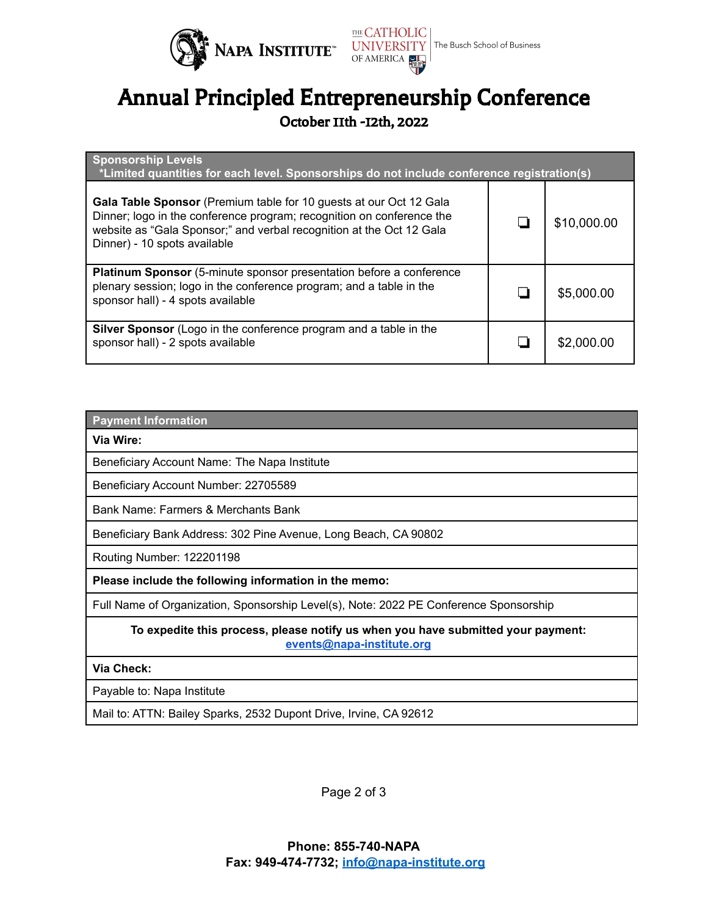Napa Institute™ | The Catholic University of America | The Busch School of Business

# Annual Principled Entrepreneurship Conference

## October 11th -12th, 2022

| Sponsorship Levels<br>*Limited quantities for each level. Sponsorships do not include conference registration(s) | | |
|---|---|---|
| **Gala Table Sponsor** (Premium table for 10 guests at our Oct 12 Gala Dinner; logo in the conference program; recognition on conference the website as "Gala Sponsor;" and verbal recognition at the Oct 12 Gala Dinner) - 10 spots available | ❏ | $10,000.00 |
| **Platinum Sponsor** (5-minute sponsor presentation before a conference plenary session; logo in the conference program; and a table in the sponsor hall) - 4 spots available | ❏ | $5,000.00 |
| **Silver Sponsor** (Logo in the conference program and a table in the sponsor hall) - 2 spots available | ❏ | $2,000.00 |

| Payment Information |
|---|
| **Via Wire:** |
| Beneficiary Account Name: The Napa Institute |
| Beneficiary Account Number: 22705589 |
| Bank Name: Farmers & Merchants Bank |
| Beneficiary Bank Address: 302 Pine Avenue, Long Beach, CA 90802 |
| Routing Number: 122201198 |
| **Please include the following information in the memo:** |
| Full Name of Organization, Sponsorship Level(s), Note: 2022 PE Conference Sponsorship |
| **To expedite this process, please notify us when you have submitted your payment: events@napa-institute.org** |
| **Via Check:** |
| Payable to: Napa Institute |
| Mail to: ATTN: Bailey Sparks, 2532 Dupont Drive, Irvine, CA 92612 |

**Phone: 855-740-NAPA**
**Fax: 949-474-7732; info@napa-institute.org**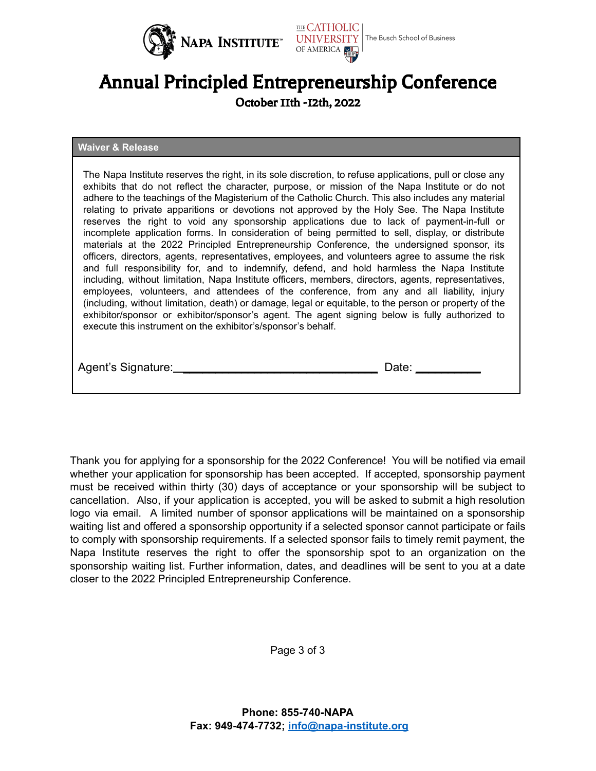NAPA INSTITUTE™ | THE CATHOLIC UNIVERSITY OF AMERICA | The Busch School of Business

# Annual Principled Entrepreneurship Conference

**October 11th -12th, 2022**

### Waiver & Release

The Napa Institute reserves the right, in its sole discretion, to refuse applications, pull or close any exhibits that do not reflect the character, purpose, or mission of the Napa Institute or do not adhere to the teachings of the Magisterium of the Catholic Church. This also includes any material relating to private apparitions or devotions not approved by the Holy See. The Napa Institute reserves the right to void any sponsorship applications due to lack of payment-in-full or incomplete application forms. In consideration of being permitted to sell, display, or distribute materials at the 2022 Principled Entrepreneurship Conference, the undersigned sponsor, its officers, directors, agents, representatives, employees, and volunteers agree to assume the risk and full responsibility for, and to indemnify, defend, and hold harmless the Napa Institute including, without limitation, Napa Institute officers, members, directors, agents, representatives, employees, volunteers, and attendees of the conference, from any and all liability, injury (including, without limitation, death) or damage, legal or equitable, to the person or property of the exhibitor/sponsor or exhibitor/sponsor's agent. The agent signing below is fully authorized to execute this instrument on the exhibitor's/sponsor's behalf.

Agent's Signature:______________________________ Date: __________

Thank you for applying for a sponsorship for the 2022 Conference! You will be notified via email whether your application for sponsorship has been accepted. If accepted, sponsorship payment must be received within thirty (30) days of acceptance or your sponsorship will be subject to cancellation. Also, if your application is accepted, you will be asked to submit a high resolution logo via email. A limited number of sponsor applications will be maintained on a sponsorship waiting list and offered a sponsorship opportunity if a selected sponsor cannot participate or fails to comply with sponsorship requirements. If a selected sponsor fails to timely remit payment, the Napa Institute reserves the right to offer the sponsorship spot to an organization on the sponsorship waiting list. Further information, dates, and deadlines will be sent to you at a date closer to the 2022 Principled Entrepreneurship Conference.

**Phone: 855-740-NAPA**
**Fax: 949-474-7732; info@napa-institute.org**